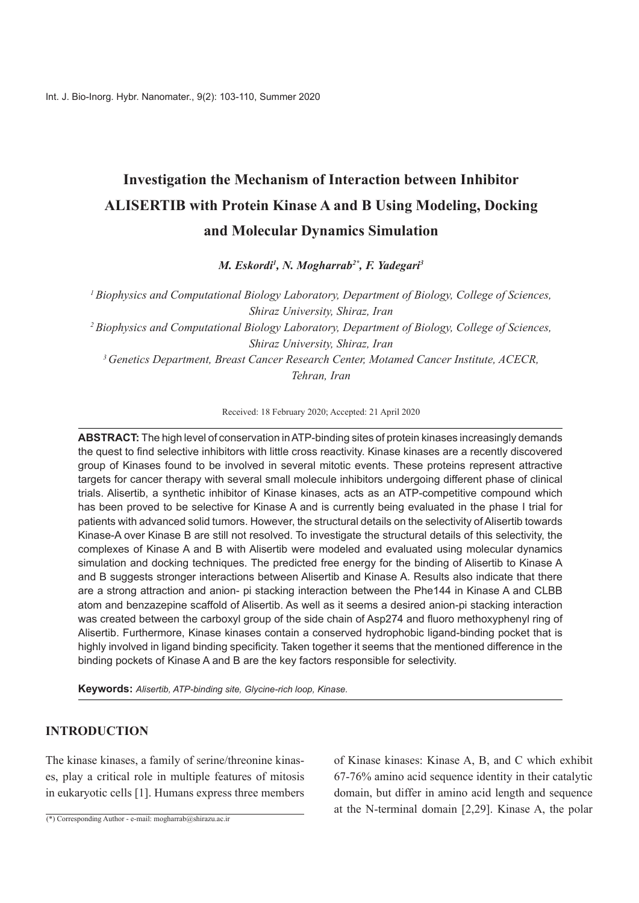# Investigation the Mechanism of Interaction between Inhibitor ALISERTIB with Protein Kinase A and B Using Modeling, Docking and Molecular Dynamics Simulation

***M. Eskordi[1], N. Mogharrab[2*], F. Yadegari[3]***

*[1] Biophysics and Computational Biology Laboratory, Department of Biology, College of Sciences, Shiraz University, Shiraz, Iran*

*[2] Biophysics and Computational Biology Laboratory, Department of Biology, College of Sciences, Shiraz University, Shiraz, Iran*

*[3] Genetics Department, Breast Cancer Research Center, Motamed Cancer Institute, ACECR, Tehran, Iran*

Received: 18 February 2020; Accepted: 21 April 2020

**ABSTRACT:** The high level of conservation in ATP-binding sites of protein kinases increasingly demands the quest to find selective inhibitors with little cross reactivity. Kinase kinases are a recently discovered group of Kinases found to be involved in several mitotic events. These proteins represent attractive targets for cancer therapy with several small molecule inhibitors undergoing different phase of clinical trials. Alisertib, a synthetic inhibitor of Kinase kinases, acts as an ATP-competitive compound which has been proved to be selective for Kinase A and is currently being evaluated in the phase I trial for patients with advanced solid tumors. However, the structural details on the selectivity of Alisertib towards Kinase-A over Kinase B are still not resolved. To investigate the structural details of this selectivity, the complexes of Kinase A and B with Alisertib were modeled and evaluated using molecular dynamics simulation and docking techniques. The predicted free energy for the binding of Alisertib to Kinase A and B suggests stronger interactions between Alisertib and Kinase A. Results also indicate that there are a strong attraction and anion- pi stacking interaction between the Phe144 in Kinase A and CLBB atom and benzazepine scaffold of Alisertib. As well as it seems a desired anion-pi stacking interaction was created between the carboxyl group of the side chain of Asp274 and fluoro methoxyphenyl ring of Alisertib. Furthermore, Kinase kinases contain a conserved hydrophobic ligand-binding pocket that is highly involved in ligand binding specificity. Taken together it seems that the mentioned difference in the binding pockets of Kinase A and B are the key factors responsible for selectivity.

**Keywords:** *Alisertib, ATP-binding site, Glycine-rich loop, Kinase.*

## INTRODUCTION

The kinase kinases, a family of serine/threonine kinases, play a critical role in multiple features of mitosis in eukaryotic cells [1]. Humans express three members of Kinase kinases: Kinase A, B, and C which exhibit 67-76% amino acid sequence identity in their catalytic domain, but differ in amino acid length and sequence at the N-terminal domain [2,29]. Kinase A, the polar

(*) Corresponding Author - e-mail: mogharrab@shirazu.ac.ir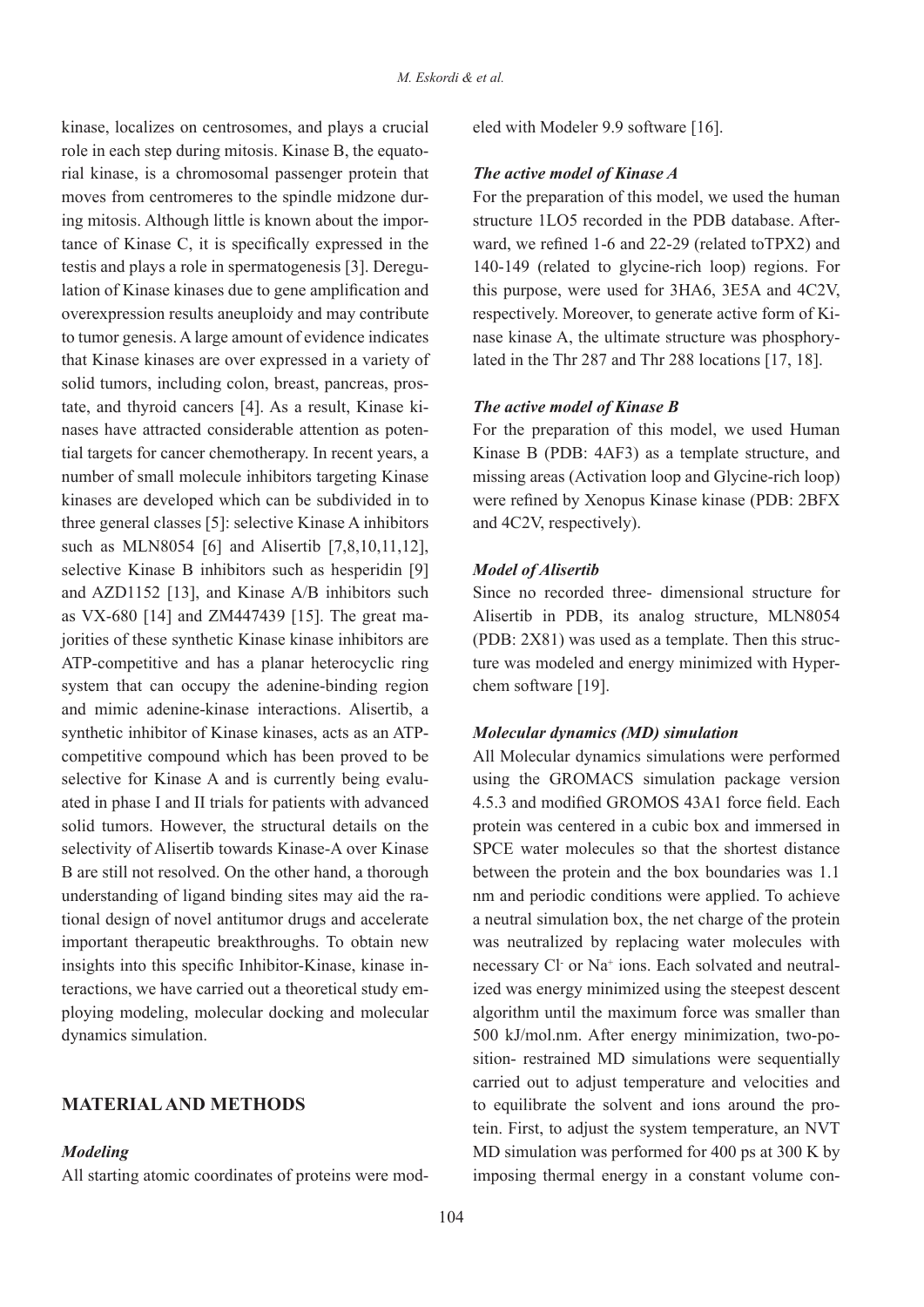kinase, localizes on centrosomes, and plays a crucial role in each step during mitosis. Kinase B, the equatorial kinase, is a chromosomal passenger protein that moves from centromeres to the spindle midzone during mitosis. Although little is known about the importance of Kinase C, it is specifically expressed in the testis and plays a role in spermatogenesis [3]. Deregulation of Kinase kinases due to gene amplification and overexpression results aneuploidy and may contribute to tumor genesis. A large amount of evidence indicates that Kinase kinases are over expressed in a variety of solid tumors, including colon, breast, pancreas, prostate, and thyroid cancers [4]. As a result, Kinase kinases have attracted considerable attention as potential targets for cancer chemotherapy. In recent years, a number of small molecule inhibitors targeting Kinase kinases are developed which can be subdivided in to three general classes [5]: selective Kinase A inhibitors such as MLN8054 [6] and Alisertib [7,8,10,11,12], selective Kinase B inhibitors such as hesperidin [9] and AZD1152 [13], and Kinase A/B inhibitors such as VX-680 [14] and ZM447439 [15]. The great majorities of these synthetic Kinase kinase inhibitors are ATP-competitive and has a planar heterocyclic ring system that can occupy the adenine-binding region and mimic adenine-kinase interactions. Alisertib, a synthetic inhibitor of Kinase kinases, acts as an ATP-competitive compound which has been proved to be selective for Kinase A and is currently being evaluated in phase I and II trials for patients with advanced solid tumors. However, the structural details on the selectivity of Alisertib towards Kinase-A over Kinase B are still not resolved. On the other hand, a thorough understanding of ligand binding sites may aid the rational design of novel antitumor drugs and accelerate important therapeutic breakthroughs. To obtain new insights into this specific Inhibitor-Kinase, kinase interactions, we have carried out a theoretical study employing modeling, molecular docking and molecular dynamics simulation.

## MATERIAL AND METHODS

### *Modeling*

All starting atomic coordinates of proteins were modeled with Modeler 9.9 software [16].

### *The active model of Kinase A*

For the preparation of this model, we used the human structure 1LO5 recorded in the PDB database. Afterward, we refined 1-6 and 22-29 (related toTPX2) and 140-149 (related to glycine-rich loop) regions. For this purpose, were used for 3HA6, 3E5A and 4C2V, respectively. Moreover, to generate active form of Kinase kinase A, the ultimate structure was phosphorylated in the Thr 287 and Thr 288 locations [17, 18].

### *The active model of Kinase B*

For the preparation of this model, we used Human Kinase B (PDB: 4AF3) as a template structure, and missing areas (Activation loop and Glycine-rich loop) were refined by Xenopus Kinase kinase (PDB: 2BFX and 4C2V, respectively).

### *Model of Alisertib*

Since no recorded three- dimensional structure for Alisertib in PDB, its analog structure, MLN8054 (PDB: 2X81) was used as a template. Then this structure was modeled and energy minimized with Hyperchem software [19].

### *Molecular dynamics (MD) simulation*

All Molecular dynamics simulations were performed using the GROMACS simulation package version 4.5.3 and modified GROMOS 43A1 force field. Each protein was centered in a cubic box and immersed in SPCE water molecules so that the shortest distance between the protein and the box boundaries was 1.1 nm and periodic conditions were applied. To achieve a neutral simulation box, the net charge of the protein was neutralized by replacing water molecules with necessary $Cl^-$ or $Na^+$ ions. Each solvated and neutralized was energy minimized using the steepest descent algorithm until the maximum force was smaller than 500 kJ/mol.nm. After energy minimization, two-position- restrained MD simulations were sequentially carried out to adjust temperature and velocities and to equilibrate the solvent and ions around the protein. First, to adjust the system temperature, an NVT MD simulation was performed for 400 ps at 300 K by imposing thermal energy in a constant volume con-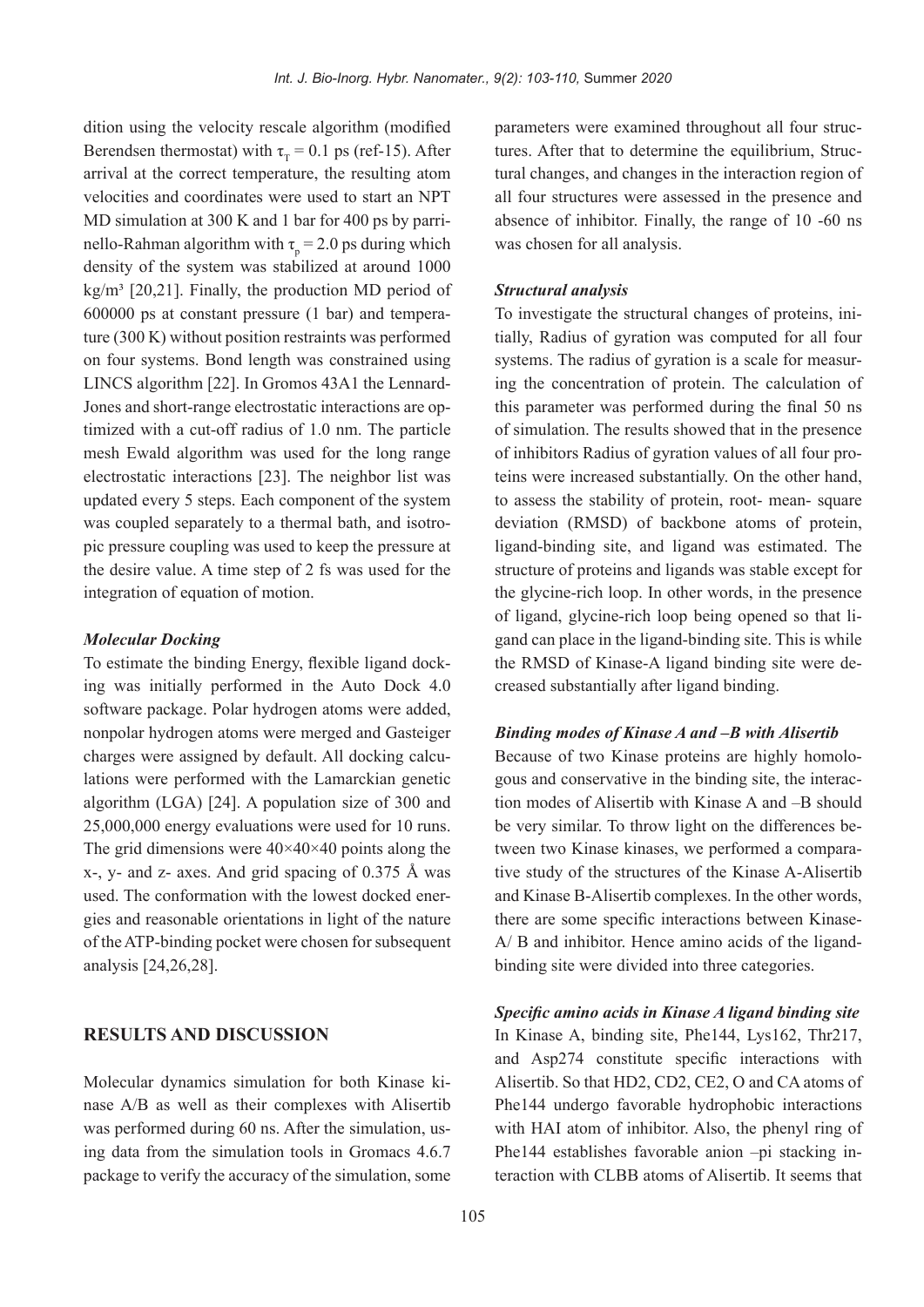dition using the velocity rescale algorithm (modified Berendsen thermostat) with $\tau_T = 0.1$ ps (ref-15). After arrival at the correct temperature, the resulting atom velocities and coordinates were used to start an NPT MD simulation at 300 K and 1 bar for 400 ps by parrinello-Rahman algorithm with $\tau_p = 2.0$ ps during which density of the system was stabilized at around 1000 kg/m³ [20,21]. Finally, the production MD period of 600000 ps at constant pressure (1 bar) and temperature (300 K) without position restraints was performed on four systems. Bond length was constrained using LINCS algorithm [22]. In Gromos 43A1 the Lennard-Jones and short-range electrostatic interactions are optimized with a cut-off radius of 1.0 nm. The particle mesh Ewald algorithm was used for the long range electrostatic interactions [23]. The neighbor list was updated every 5 steps. Each component of the system was coupled separately to a thermal bath, and isotropic pressure coupling was used to keep the pressure at the desire value. A time step of 2 fs was used for the integration of equation of motion.

### *Molecular Docking*

To estimate the binding Energy, flexible ligand docking was initially performed in the Auto Dock 4.0 software package. Polar hydrogen atoms were added, nonpolar hydrogen atoms were merged and Gasteiger charges were assigned by default. All docking calculations were performed with the Lamarckian genetic algorithm (LGA) [24]. A population size of 300 and 25,000,000 energy evaluations were used for 10 runs. The grid dimensions were 40×40×40 points along the x-, y- and z- axes. And grid spacing of 0.375 Å was used. The conformation with the lowest docked energies and reasonable orientations in light of the nature of the ATP-binding pocket were chosen for subsequent analysis [24,26,28].

## RESULTS AND DISCUSSION

Molecular dynamics simulation for both Kinase kinase A/B as well as their complexes with Alisertib was performed during 60 ns. After the simulation, using data from the simulation tools in Gromacs 4.6.7 package to verify the accuracy of the simulation, some parameters were examined throughout all four structures. After that to determine the equilibrium, Structural changes, and changes in the interaction region of all four structures were assessed in the presence and absence of inhibitor. Finally, the range of 10 -60 ns was chosen for all analysis.

### *Structural analysis*

To investigate the structural changes of proteins, initially, Radius of gyration was computed for all four systems. The radius of gyration is a scale for measuring the concentration of protein. The calculation of this parameter was performed during the final 50 ns of simulation. The results showed that in the presence of inhibitors Radius of gyration values of all four proteins were increased substantially. On the other hand, to assess the stability of protein, root- mean- square deviation (RMSD) of backbone atoms of protein, ligand-binding site, and ligand was estimated. The structure of proteins and ligands was stable except for the glycine-rich loop. In other words, in the presence of ligand, glycine-rich loop being opened so that ligand can place in the ligand-binding site. This is while the RMSD of Kinase-A ligand binding site were decreased substantially after ligand binding.

### *Binding modes of Kinase A and –B with Alisertib*

Because of two Kinase proteins are highly homologous and conservative in the binding site, the interaction modes of Alisertib with Kinase A and –B should be very similar. To throw light on the differences between two Kinase kinases, we performed a comparative study of the structures of the Kinase A-Alisertib and Kinase B-Alisertib complexes. In the other words, there are some specific interactions between Kinase-A/ B and inhibitor. Hence amino acids of the ligand-binding site were divided into three categories.

### *Specific amino acids in Kinase A ligand binding site*

In Kinase A, binding site, Phe144, Lys162, Thr217, and Asp274 constitute specific interactions with Alisertib. So that HD2, CD2, CE2, O and CA atoms of Phe144 undergo favorable hydrophobic interactions with HAI atom of inhibitor. Also, the phenyl ring of Phe144 establishes favorable anion –pi stacking interaction with CLBB atoms of Alisertib. It seems that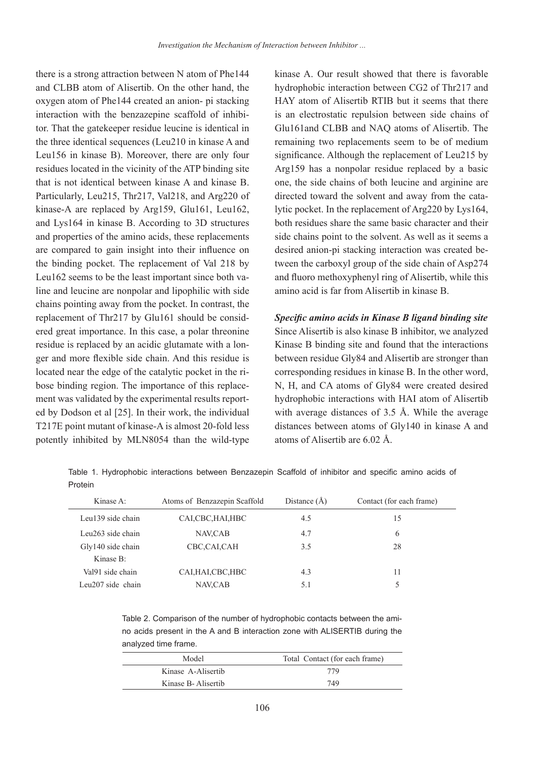there is a strong attraction between N atom of Phe144 and CLBB atom of Alisertib. On the other hand, the oxygen atom of Phe144 created an anion- pi stacking interaction with the benzazepine scaffold of inhibitor. That the gatekeeper residue leucine is identical in the three identical sequences (Leu210 in kinase A and Leu156 in kinase B). Moreover, there are only four residues located in the vicinity of the ATP binding site that is not identical between kinase A and kinase B. Particularly, Leu215, Thr217, Val218, and Arg220 of kinase-A are replaced by Arg159, Glu161, Leu162, and Lys164 in kinase B. According to 3D structures and properties of the amino acids, these replacements are compared to gain insight into their influence on the binding pocket. The replacement of Val 218 by Leu162 seems to be the least important since both valine and leucine are nonpolar and lipophilic with side chains pointing away from the pocket. In contrast, the replacement of Thr217 by Glu161 should be considered great importance. In this case, a polar threonine residue is replaced by an acidic glutamate with a longer and more flexible side chain. And this residue is located near the edge of the catalytic pocket in the ribose binding region. The importance of this replacement was validated by the experimental results reported by Dodson et al [25]. In their work, the individual T217E point mutant of kinase-A is almost 20-fold less potently inhibited by MLN8054 than the wild-type kinase A. Our result showed that there is favorable hydrophobic interaction between CG2 of Thr217 and HAY atom of Alisertib RTIB but it seems that there is an electrostatic repulsion between side chains of Glu161and CLBB and NAQ atoms of Alisertib. The remaining two replacements seem to be of medium significance. Although the replacement of Leu215 by Arg159 has a nonpolar residue replaced by a basic one, the side chains of both leucine and arginine are directed toward the solvent and away from the catalytic pocket. In the replacement of Arg220 by Lys164, both residues share the same basic character and their side chains point to the solvent. As well as it seems a desired anion-pi stacking interaction was created between the carboxyl group of the side chain of Asp274 and fluoro methoxyphenyl ring of Alisertib, while this amino acid is far from Alisertib in kinase B.

***Specific amino acids in Kinase B ligand binding site***

Since Alisertib is also kinase B inhibitor, we analyzed Kinase B binding site and found that the interactions between residue Gly84 and Alisertib are stronger than corresponding residues in kinase B. In the other word, N, H, and CA atoms of Gly84 were created desired hydrophobic interactions with HAI atom of Alisertib with average distances of 3.5 Å. While the average distances between atoms of Gly140 in kinase A and atoms of Alisertib are 6.02 Å.

Table 1. Hydrophobic interactions between Benzazepin Scaffold of inhibitor and specific amino acids of Protein

| Kinase A: | Atoms of Benzazepin Scaffold | Distance (Å) | Contact (for each frame) |
|---|---|---|---|
| Leu139 side chain | CAI,CBC,HAI,HBC | 4.5 | 15 |
| Leu263 side chain | NAV,CAB | 4.7 | 6 |
| Gly140 side chain | CBC,CAI,CAH | 3.5 | 28 |
| Kinase B: | | | |
| Val91 side chain | CAI,HAI,CBC,HBC | 4.3 | 11 |
| Leu207 side chain | NAV,CAB | 5.1 | 5 |

Table 2. Comparison of the number of hydrophobic contacts between the amino acids present in the A and B interaction zone with ALISERTIB during the analyzed time frame.

| Model | Total Contact (for each frame) |
|---|---|
| Kinase A-Alisertib | 779 |
| Kinase B- Alisertib | 749 |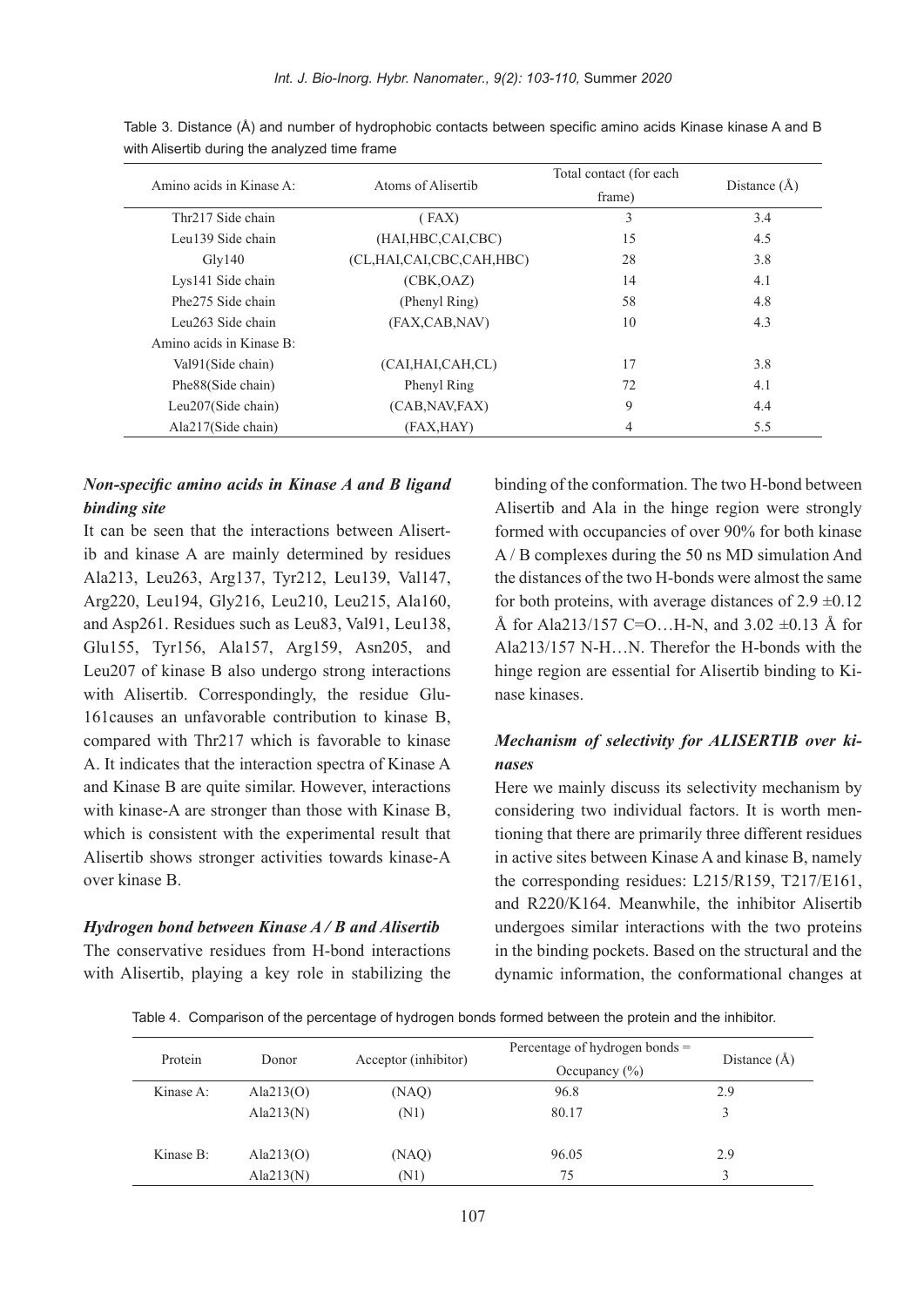Table 3. Distance (Å) and number of hydrophobic contacts between specific amino acids Kinase kinase A and B with Alisertib during the analyzed time frame

| Amino acids in Kinase A: | Atoms of Alisertib | Total contact (for each frame) | Distance (Å) |
|---|---|---|---|
| Thr217 Side chain | ( FAX) | 3 | 3.4 |
| Leu139 Side chain | (HAI,HBC,CAI,CBC) | 15 | 4.5 |
| Gly140 | (CL,HAI,CAI,CBC,CAH,HBC) | 28 | 3.8 |
| Lys141 Side chain | (CBK,OAZ) | 14 | 4.1 |
| Phe275 Side chain | (Phenyl Ring) | 58 | 4.8 |
| Leu263 Side chain | (FAX,CAB,NAV) | 10 | 4.3 |
| Amino acids in Kinase B: | | | |
| Val91(Side chain) | (CAI,HAI,CAH,CL) | 17 | 3.8 |
| Phe88(Side chain) | Phenyl Ring | 72 | 4.1 |
| Leu207(Side chain) | (CAB,NAV,FAX) | 9 | 4.4 |
| Ala217(Side chain) | (FAX,HAY) | 4 | 5.5 |

### *Non-specific amino acids in Kinase A and B ligand binding site*

It can be seen that the interactions between Alisertib and kinase A are mainly determined by residues Ala213, Leu263, Arg137, Tyr212, Leu139, Val147, Arg220, Leu194, Gly216, Leu210, Leu215, Ala160, and Asp261. Residues such as Leu83, Val91, Leu138, Glu155, Tyr156, Ala157, Arg159, Asn205, and Leu207 of kinase B also undergo strong interactions with Alisertib. Correspondingly, the residue Glu-161causes an unfavorable contribution to kinase B, compared with Thr217 which is favorable to kinase A. It indicates that the interaction spectra of Kinase A and Kinase B are quite similar. However, interactions with kinase-A are stronger than those with Kinase B, which is consistent with the experimental result that Alisertib shows stronger activities towards kinase-A over kinase B.

### *Hydrogen bond between Kinase A / B and Alisertib*

The conservative residues from H-bond interactions with Alisertib, playing a key role in stabilizing the binding of the conformation. The two H-bond between Alisertib and Ala in the hinge region were strongly formed with occupancies of over 90% for both kinase A / B complexes during the 50 ns MD simulation And the distances of the two H-bonds were almost the same for both proteins, with average distances of $2.9 \pm 0.12$ Å for Ala213/157 C=O…H-N, and $3.02 \pm 0.13$ Å for Ala213/157 N-H…N. Therefor the H-bonds with the hinge region are essential for Alisertib binding to Kinase kinases.

### *Mechanism of selectivity for ALISERTIB over kinases*

Here we mainly discuss its selectivity mechanism by considering two individual factors. It is worth mentioning that there are primarily three different residues in active sites between Kinase A and kinase B, namely the corresponding residues: L215/R159, T217/E161, and R220/K164. Meanwhile, the inhibitor Alisertib undergoes similar interactions with the two proteins in the binding pockets. Based on the structural and the dynamic information, the conformational changes at

Table 4. Comparison of the percentage of hydrogen bonds formed between the protein and the inhibitor.

| Protein | Donor | Acceptor (inhibitor) | Percentage of hydrogen bonds = Occupancy (%) | Distance (Å) |
|---|---|---|---|---|
| Kinase A: | Ala213(O) | (NAQ) | 96.8 | 2.9 |
| | Ala213(N) | (N1) | 80.17 | 3 |
| Kinase B: | Ala213(O) | (NAQ) | 96.05 | 2.9 |
| | Ala213(N) | (N1) | 75 | 3 |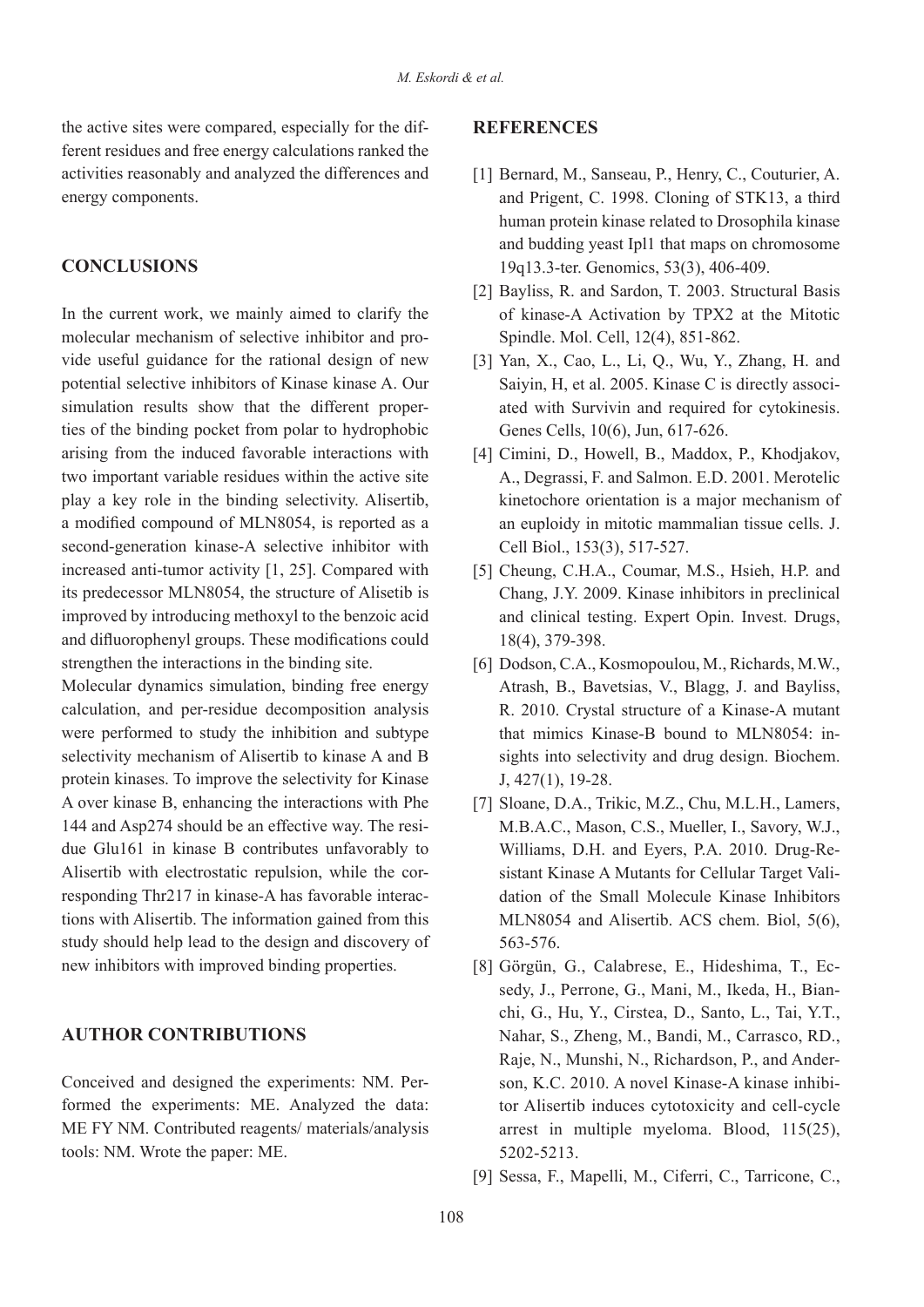the active sites were compared, especially for the different residues and free energy calculations ranked the activities reasonably and analyzed the differences and energy components.

## CONCLUSIONS

In the current work, we mainly aimed to clarify the molecular mechanism of selective inhibitor and provide useful guidance for the rational design of new potential selective inhibitors of Kinase kinase A. Our simulation results show that the different properties of the binding pocket from polar to hydrophobic arising from the induced favorable interactions with two important variable residues within the active site play a key role in the binding selectivity. Alisertib, a modified compound of MLN8054, is reported as a second-generation kinase-A selective inhibitor with increased anti-tumor activity [1, 25]. Compared with its predecessor MLN8054, the structure of Alisetib is improved by introducing methoxyl to the benzoic acid and difluorophenyl groups. These modifications could strengthen the interactions in the binding site.

Molecular dynamics simulation, binding free energy calculation, and per-residue decomposition analysis were performed to study the inhibition and subtype selectivity mechanism of Alisertib to kinase A and B protein kinases. To improve the selectivity for Kinase A over kinase B, enhancing the interactions with Phe 144 and Asp274 should be an effective way. The residue Glu161 in kinase B contributes unfavorably to Alisertib with electrostatic repulsion, while the corresponding Thr217 in kinase-A has favorable interactions with Alisertib. The information gained from this study should help lead to the design and discovery of new inhibitors with improved binding properties.

## AUTHOR CONTRIBUTIONS

Conceived and designed the experiments: NM. Performed the experiments: ME. Analyzed the data: ME FY NM. Contributed reagents/ materials/analysis tools: NM. Wrote the paper: ME.

## REFERENCES

[1] Bernard, M., Sanseau, P., Henry, C., Couturier, A. and Prigent, C. 1998. Cloning of STK13, a third human protein kinase related to Drosophila kinase and budding yeast Ipl1 that maps on chromosome 19q13.3-ter. Genomics, 53(3), 406-409.

[2] Bayliss, R. and Sardon, T. 2003. Structural Basis of kinase-A Activation by TPX2 at the Mitotic Spindle. Mol. Cell, 12(4), 851-862.

[3] Yan, X., Cao, L., Li, Q., Wu, Y., Zhang, H. and Saiyin, H, et al. 2005. Kinase C is directly associated with Survivin and required for cytokinesis. Genes Cells, 10(6), Jun, 617-626.

[4] Cimini, D., Howell, B., Maddox, P., Khodjakov, A., Degrassi, F. and Salmon. E.D. 2001. Merotelic kinetochore orientation is a major mechanism of an euploidy in mitotic mammalian tissue cells. J. Cell Biol., 153(3), 517-527.

[5] Cheung, C.H.A., Coumar, M.S., Hsieh, H.P. and Chang, J.Y. 2009. Kinase inhibitors in preclinical and clinical testing. Expert Opin. Invest. Drugs, 18(4), 379-398.

[6] Dodson, C.A., Kosmopoulou, M., Richards, M.W., Atrash, B., Bavetsias, V., Blagg, J. and Bayliss, R. 2010. Crystal structure of a Kinase-A mutant that mimics Kinase-B bound to MLN8054: insights into selectivity and drug design. Biochem. J, 427(1), 19-28.

[7] Sloane, D.A., Trikic, M.Z., Chu, M.L.H., Lamers, M.B.A.C., Mason, C.S., Mueller, I., Savory, W.J., Williams, D.H. and Eyers, P.A. 2010. Drug-Resistant Kinase A Mutants for Cellular Target Validation of the Small Molecule Kinase Inhibitors MLN8054 and Alisertib. ACS chem. Biol, 5(6), 563-576.

[8] Görgün, G., Calabrese, E., Hideshima, T., Ecsedy, J., Perrone, G., Mani, M., Ikeda, H., Bianchi, G., Hu, Y., Cirstea, D., Santo, L., Tai, Y.T., Nahar, S., Zheng, M., Bandi, M., Carrasco, RD., Raje, N., Munshi, N., Richardson, P., and Anderson, K.C. 2010. A novel Kinase-A kinase inhibitor Alisertib induces cytotoxicity and cell-cycle arrest in multiple myeloma. Blood, 115(25), 5202-5213.

[9] Sessa, F., Mapelli, M., Ciferri, C., Tarricone, C.,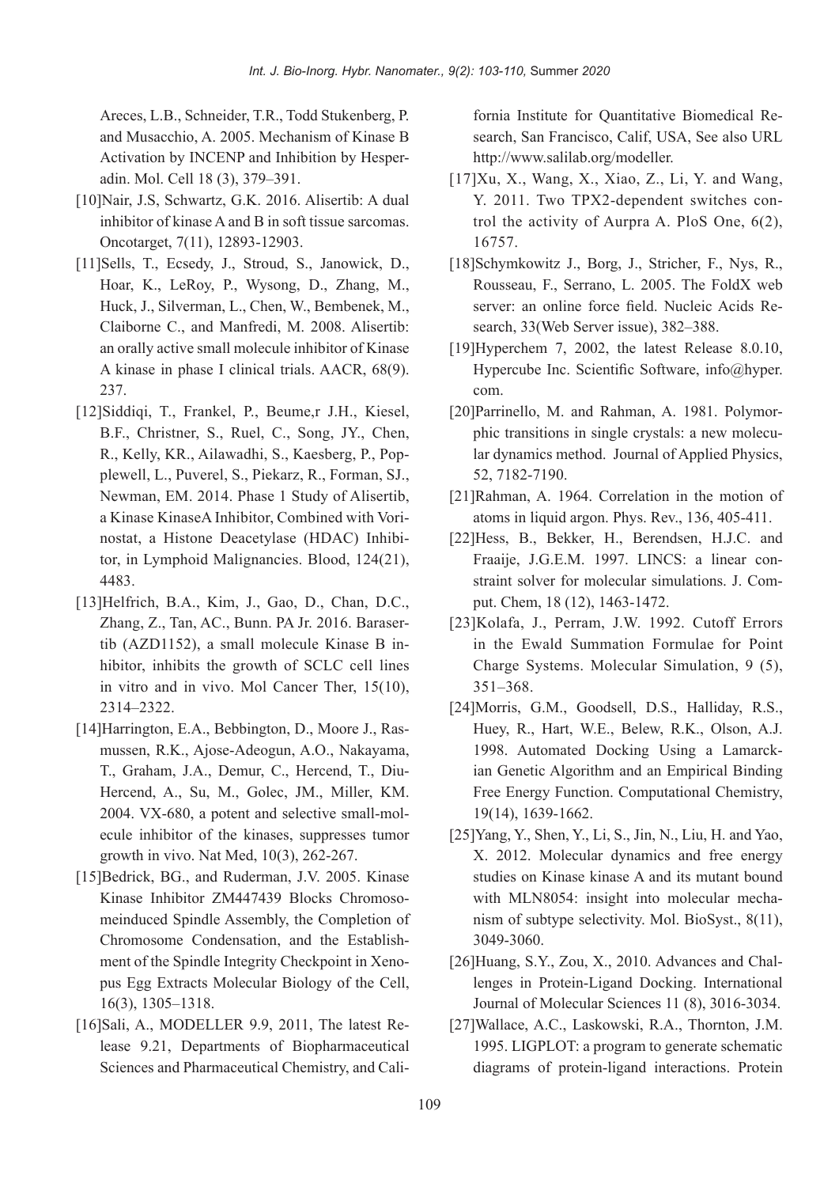Areces, L.B., Schneider, T.R., Todd Stukenberg, P. and Musacchio, A. 2005. Mechanism of Kinase B Activation by INCENP and Inhibition by Hesperadin. Mol. Cell 18 (3), 379–391.

[10]Nair, J.S, Schwartz, G.K. 2016. Alisertib: A dual inhibitor of kinase A and B in soft tissue sarcomas. Oncotarget, 7(11), 12893-12903.

[11]Sells, T., Ecsedy, J., Stroud, S., Janowick, D., Hoar, K., LeRoy, P., Wysong, D., Zhang, M., Huck, J., Silverman, L., Chen, W., Bembenek, M., Claiborne C., and Manfredi, M. 2008. Alisertib: an orally active small molecule inhibitor of Kinase A kinase in phase I clinical trials. AACR, 68(9). 237.

[12]Siddiqi, T., Frankel, P., Beume,r J.H., Kiesel, B.F., Christner, S., Ruel, C., Song, JY., Chen, R., Kelly, KR., Ailawadhi, S., Kaesberg, P., Popplewell, L., Puverel, S., Piekarz, R., Forman, SJ., Newman, EM. 2014. Phase 1 Study of Alisertib, a Kinase KinaseA Inhibitor, Combined with Vorinostat, a Histone Deacetylase (HDAC) Inhibitor, in Lymphoid Malignancies. Blood, 124(21), 4483.

[13]Helfrich, B.A., Kim, J., Gao, D., Chan, D.C., Zhang, Z., Tan, AC., Bunn. PA Jr. 2016. Barasertib (AZD1152), a small molecule Kinase B inhibitor, inhibits the growth of SCLC cell lines in vitro and in vivo. Mol Cancer Ther, 15(10), 2314–2322.

[14]Harrington, E.A., Bebbington, D., Moore J., Rasmussen, R.K., Ajose-Adeogun, A.O., Nakayama, T., Graham, J.A., Demur, C., Hercend, T., Diu-Hercend, A., Su, M., Golec, JM., Miller, KM. 2004. VX-680, a potent and selective small-molecule inhibitor of the kinases, suppresses tumor growth in vivo. Nat Med, 10(3), 262-267.

[15]Bedrick, BG., and Ruderman, J.V. 2005. Kinase Kinase Inhibitor ZM447439 Blocks Chromosomeinduced Spindle Assembly, the Completion of Chromosome Condensation, and the Establishment of the Spindle Integrity Checkpoint in Xenopus Egg Extracts Molecular Biology of the Cell, 16(3), 1305–1318.

[16]Sali, A., MODELLER 9.9, 2011, The latest Release 9.21, Departments of Biopharmaceutical Sciences and Pharmaceutical Chemistry, and California Institute for Quantitative Biomedical Research, San Francisco, Calif, USA, See also URL http://www.salilab.org/modeller.

[17]Xu, X., Wang, X., Xiao, Z., Li, Y. and Wang, Y. 2011. Two TPX2-dependent switches control the activity of Aurpra A. PloS One, 6(2), 16757.

[18]Schymkowitz J., Borg, J., Stricher, F., Nys, R., Rousseau, F., Serrano, L. 2005. The FoldX web server: an online force field. Nucleic Acids Research, 33(Web Server issue), 382–388.

[19]Hyperchem 7, 2002, the latest Release 8.0.10, Hypercube Inc. Scientific Software, info@hyper.com.

[20]Parrinello, M. and Rahman, A. 1981. Polymorphic transitions in single crystals: a new molecular dynamics method. Journal of Applied Physics, 52, 7182-7190.

[21]Rahman, A. 1964. Correlation in the motion of atoms in liquid argon. Phys. Rev., 136, 405-411.

[22]Hess, B., Bekker, H., Berendsen, H.J.C. and Fraaije, J.G.E.M. 1997. LINCS: a linear constraint solver for molecular simulations. J. Comput. Chem, 18 (12), 1463-1472.

[23]Kolafa, J., Perram, J.W. 1992. Cutoff Errors in the Ewald Summation Formulae for Point Charge Systems. Molecular Simulation, 9 (5), 351–368.

[24]Morris, G.M., Goodsell, D.S., Halliday, R.S., Huey, R., Hart, W.E., Belew, R.K., Olson, A.J. 1998. Automated Docking Using a Lamarckian Genetic Algorithm and an Empirical Binding Free Energy Function. Computational Chemistry, 19(14), 1639-1662.

[25]Yang, Y., Shen, Y., Li, S., Jin, N., Liu, H. and Yao, X. 2012. Molecular dynamics and free energy studies on Kinase kinase A and its mutant bound with MLN8054: insight into molecular mechanism of subtype selectivity. Mol. BioSyst., 8(11), 3049-3060.

[26]Huang, S.Y., Zou, X., 2010. Advances and Challenges in Protein-Ligand Docking. International Journal of Molecular Sciences 11 (8), 3016-3034.

[27]Wallace, A.C., Laskowski, R.A., Thornton, J.M. 1995. LIGPLOT: a program to generate schematic diagrams of protein-ligand interactions. Protein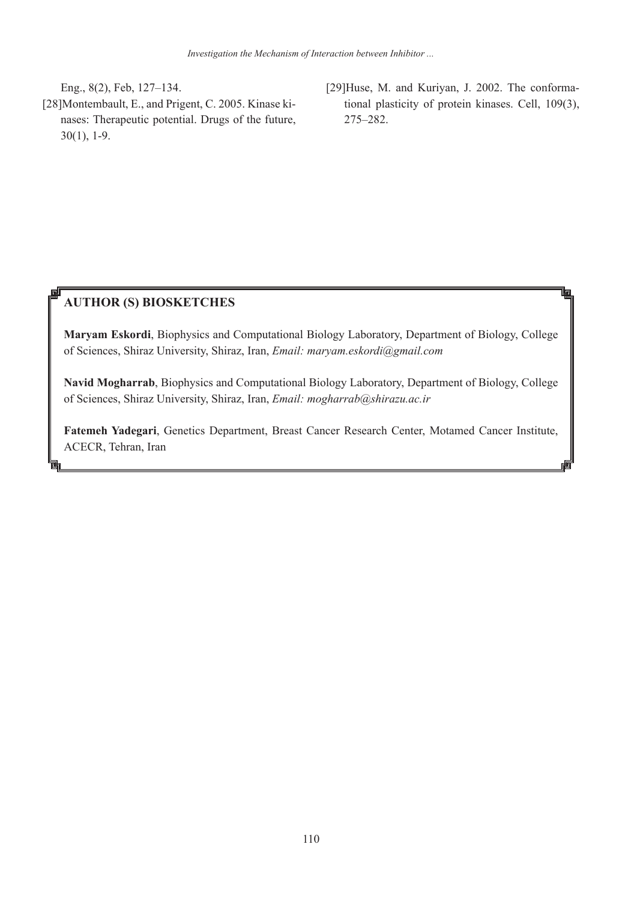Eng., 8(2), Feb, 127–134.

[28]Montembault, E., and Prigent, C. 2005. Kinase kinases: Therapeutic potential. Drugs of the future, 30(1), 1-9.

[29]Huse, M. and Kuriyan, J. 2002. The conformational plasticity of protein kinases. Cell, 109(3), 275–282.

## AUTHOR (S) BIOSKETCHES

**Maryam Eskordi**, Biophysics and Computational Biology Laboratory, Department of Biology, College of Sciences, Shiraz University, Shiraz, Iran, *Email: maryam.eskordi@gmail.com*

**Navid Mogharrab**, Biophysics and Computational Biology Laboratory, Department of Biology, College of Sciences, Shiraz University, Shiraz, Iran, *Email: mogharrab@shirazu.ac.ir*

**Fatemeh Yadegari**, Genetics Department, Breast Cancer Research Center, Motamed Cancer Institute, ACECR, Tehran, Iran